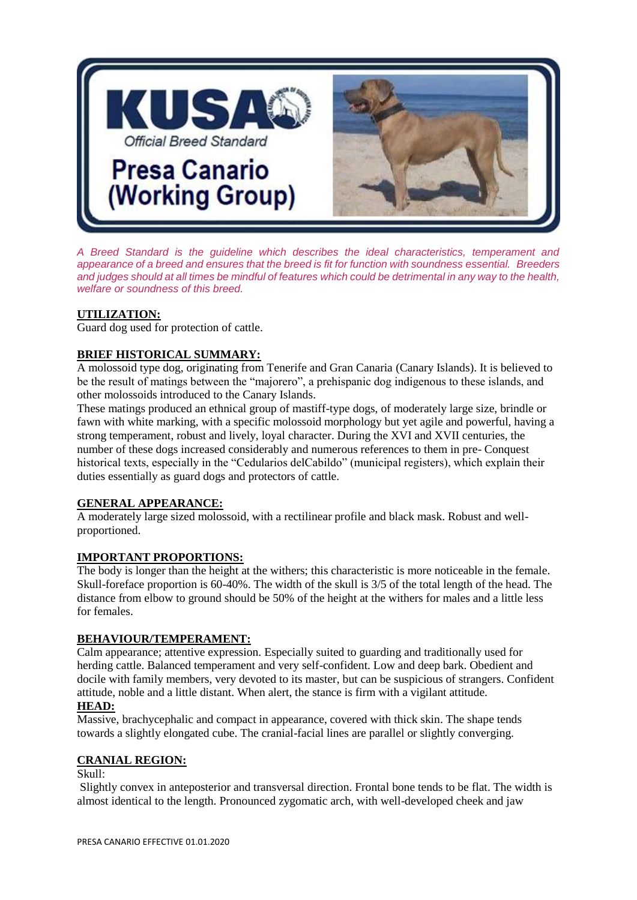# KUSA

Official Breed Standard

# Presa Canario (Working Group)

*A Breed Standard is the guideline which describes the ideal characteristics, temperament and appearance of a breed and ensures that the breed is fit for function with soundness essential. Breeders and judges should at all times be mindful of features which could be detrimental in any way to the health, welfare or soundness of this breed.*

## UTILIZATION:

Guard dog used for protection of cattle.

## BRIEF HISTORICAL SUMMARY:

A molossoid type dog, originating from Tenerife and Gran Canaria (Canary Islands). It is believed to be the result of matings between the "majorero", a prehispanic dog indigenous to these islands, and other molossoids introduced to the Canary Islands.

These matings produced an ethnical group of mastiff-type dogs, of moderately large size, brindle or fawn with white marking, with a specific molossoid morphology but yet agile and powerful, having a strong temperament, robust and lively, loyal character. During the XVI and XVII centuries, the number of these dogs increased considerably and numerous references to them in pre- Conquest historical texts, especially in the "Cedularios delCabildo" (municipal registers), which explain their duties essentially as guard dogs and protectors of cattle.

## GENERAL APPEARANCE:

A moderately large sized molossoid, with a rectilinear profile and black mask. Robust and well-proportioned.

## IMPORTANT PROPORTIONS:

The body is longer than the height at the withers; this characteristic is more noticeable in the female. Skull-foreface proportion is 60-40%. The width of the skull is 3/5 of the total length of the head. The distance from elbow to ground should be 50% of the height at the withers for males and a little less for females.

## BEHAVIOUR/TEMPERAMENT:

Calm appearance; attentive expression. Especially suited to guarding and traditionally used for herding cattle. Balanced temperament and very self-confident. Low and deep bark. Obedient and docile with family members, very devoted to its master, but can be suspicious of strangers. Confident attitude, noble and a little distant. When alert, the stance is firm with a vigilant attitude.

## HEAD:

Massive, brachycephalic and compact in appearance, covered with thick skin. The shape tends towards a slightly elongated cube. The cranial-facial lines are parallel or slightly converging.

## CRANIAL REGION:

Skull:

Slightly convex in anteposterior and transversal direction. Frontal bone tends to be flat. The width is almost identical to the length. Pronounced zygomatic arch, with well-developed cheek and jaw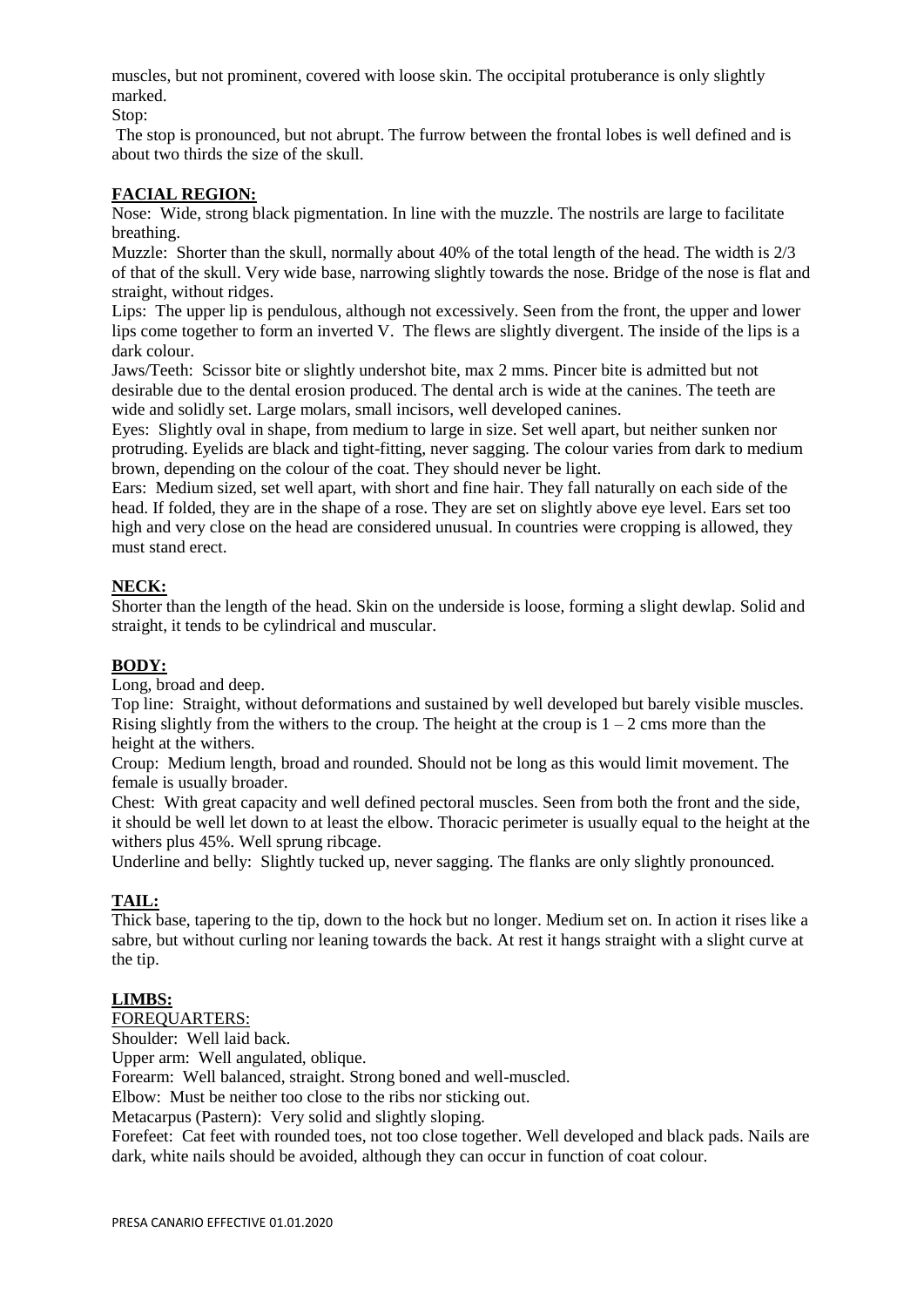muscles, but not prominent, covered with loose skin. The occipital protuberance is only slightly marked.

Stop:

The stop is pronounced, but not abrupt. The furrow between the frontal lobes is well defined and is about two thirds the size of the skull.

## FACIAL REGION:

Nose: Wide, strong black pigmentation. In line with the muzzle. The nostrils are large to facilitate breathing.

Muzzle: Shorter than the skull, normally about 40% of the total length of the head. The width is 2/3 of that of the skull. Very wide base, narrowing slightly towards the nose. Bridge of the nose is flat and straight, without ridges.

Lips: The upper lip is pendulous, although not excessively. Seen from the front, the upper and lower lips come together to form an inverted V. The flews are slightly divergent. The inside of the lips is a dark colour.

Jaws/Teeth: Scissor bite or slightly undershot bite, max 2 mms. Pincer bite is admitted but not desirable due to the dental erosion produced. The dental arch is wide at the canines. The teeth are wide and solidly set. Large molars, small incisors, well developed canines.

Eyes: Slightly oval in shape, from medium to large in size. Set well apart, but neither sunken nor protruding. Eyelids are black and tight-fitting, never sagging. The colour varies from dark to medium brown, depending on the colour of the coat. They should never be light.

Ears: Medium sized, set well apart, with short and fine hair. They fall naturally on each side of the head. If folded, they are in the shape of a rose. They are set on slightly above eye level. Ears set too high and very close on the head are considered unusual. In countries were cropping is allowed, they must stand erect.

## NECK:

Shorter than the length of the head. Skin on the underside is loose, forming a slight dewlap. Solid and straight, it tends to be cylindrical and muscular.

## BODY:

Long, broad and deep.

Top line: Straight, without deformations and sustained by well developed but barely visible muscles. Rising slightly from the withers to the croup. The height at the croup is 1 – 2 cms more than the height at the withers.

Croup: Medium length, broad and rounded. Should not be long as this would limit movement. The female is usually broader.

Chest: With great capacity and well defined pectoral muscles. Seen from both the front and the side, it should be well let down to at least the elbow. Thoracic perimeter is usually equal to the height at the withers plus 45%. Well sprung ribcage.

Underline and belly: Slightly tucked up, never sagging. The flanks are only slightly pronounced.

## TAIL:

Thick base, tapering to the tip, down to the hock but no longer. Medium set on. In action it rises like a sabre, but without curling nor leaning towards the back. At rest it hangs straight with a slight curve at the tip.

## LIMBS:

### FOREQUARTERS:

Shoulder: Well laid back.

Upper arm: Well angulated, oblique.

Forearm: Well balanced, straight. Strong boned and well-muscled.

Elbow: Must be neither too close to the ribs nor sticking out.

Metacarpus (Pastern): Very solid and slightly sloping.

Forefeet: Cat feet with rounded toes, not too close together. Well developed and black pads. Nails are dark, white nails should be avoided, although they can occur in function of coat colour.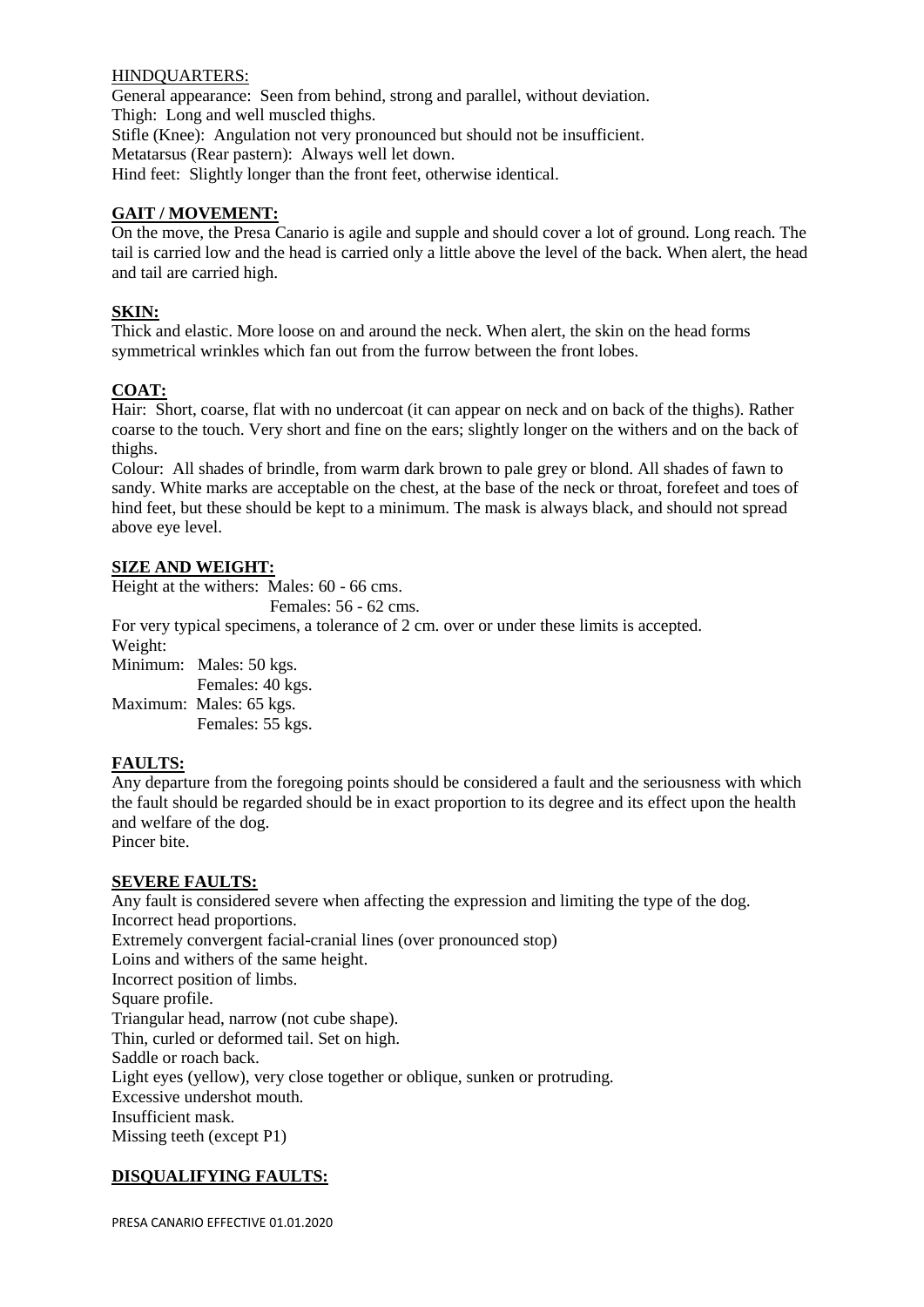HINDQUARTERS:

General appearance: Seen from behind, strong and parallel, without deviation.
Thigh: Long and well muscled thighs.
Stifle (Knee): Angulation not very pronounced but should not be insufficient.
Metatarsus (Rear pastern): Always well let down.
Hind feet: Slightly longer than the front feet, otherwise identical.

## GAIT / MOVEMENT:

On the move, the Presa Canario is agile and supple and should cover a lot of ground. Long reach. The tail is carried low and the head is carried only a little above the level of the back. When alert, the head and tail are carried high.

## SKIN:

Thick and elastic. More loose on and around the neck. When alert, the skin on the head forms symmetrical wrinkles which fan out from the furrow between the front lobes.

## COAT:

Hair: Short, coarse, flat with no undercoat (it can appear on neck and on back of the thighs). Rather coarse to the touch. Very short and fine on the ears; slightly longer on the withers and on the back of thighs.

Colour: All shades of brindle, from warm dark brown to pale grey or blond. All shades of fawn to sandy. White marks are acceptable on the chest, at the base of the neck or throat, forefeet and toes of hind feet, but these should be kept to a minimum. The mask is always black, and should not spread above eye level.

## SIZE AND WEIGHT:

Height at the withers: Males: 60 - 66 cms.
Females: 56 - 62 cms.

For very typical specimens, a tolerance of 2 cm. over or under these limits is accepted.

Weight:
Minimum: Males: 50 kgs.
Females: 40 kgs.
Maximum: Males: 65 kgs.
Females: 55 kgs.

## FAULTS:

Any departure from the foregoing points should be considered a fault and the seriousness with which the fault should be regarded should be in exact proportion to its degree and its effect upon the health and welfare of the dog.
Pincer bite.

## SEVERE FAULTS:

Any fault is considered severe when affecting the expression and limiting the type of the dog.
Incorrect head proportions.
Extremely convergent facial-cranial lines (over pronounced stop)
Loins and withers of the same height.
Incorrect position of limbs.
Square profile.
Triangular head, narrow (not cube shape).
Thin, curled or deformed tail. Set on high.
Saddle or roach back.
Light eyes (yellow), very close together or oblique, sunken or protruding.
Excessive undershot mouth.
Insufficient mask.
Missing teeth (except P1)

## DISQUALIFYING FAULTS: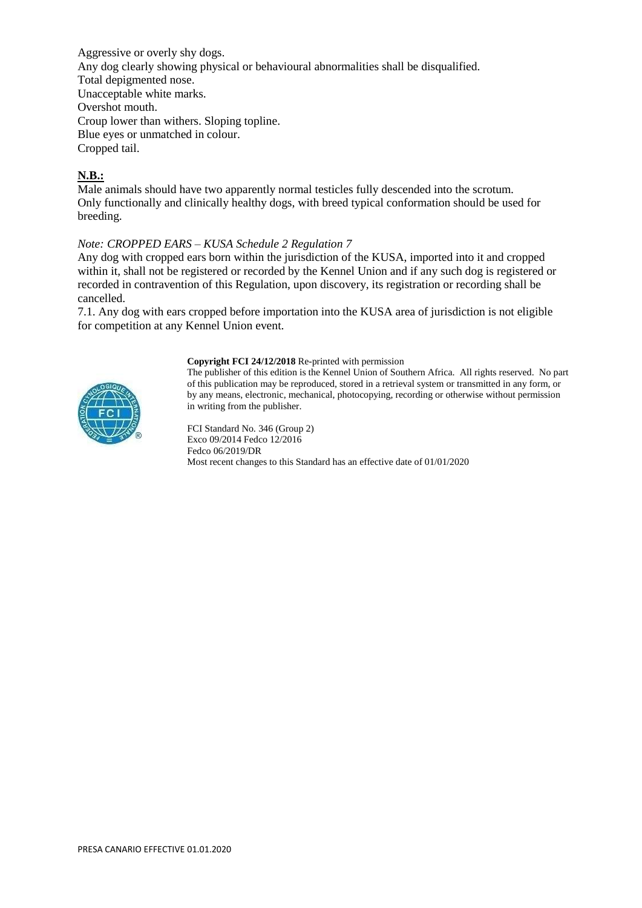Aggressive or overly shy dogs.
Any dog clearly showing physical or behavioural abnormalities shall be disqualified.
Total depigmented nose.
Unacceptable white marks.
Overshot mouth.
Croup lower than withers. Sloping topline.
Blue eyes or unmatched in colour.
Cropped tail.

**N.B.:**
Male animals should have two apparently normal testicles fully descended into the scrotum.
Only functionally and clinically healthy dogs, with breed typical conformation should be used for breeding.

*Note: CROPPED EARS – KUSA Schedule 2 Regulation 7*
Any dog with cropped ears born within the jurisdiction of the KUSA, imported into it and cropped within it, shall not be registered or recorded by the Kennel Union and if any such dog is registered or recorded in contravention of this Regulation, upon discovery, its registration or recording shall be cancelled.
7.1. Any dog with ears cropped before importation into the KUSA area of jurisdiction is not eligible for competition at any Kennel Union event.

**Copyright FCI 24/12/2018** Re-printed with permission
The publisher of this edition is the Kennel Union of Southern Africa. All rights reserved. No part of this publication may be reproduced, stored in a retrieval system or transmitted in any form, or by any means, electronic, mechanical, photocopying, recording or otherwise without permission in writing from the publisher.

FCI Standard No. 346 (Group 2)
Exco 09/2014 Fedco 12/2016
Fedco 06/2019/DR
Most recent changes to this Standard has an effective date of 01/01/2020